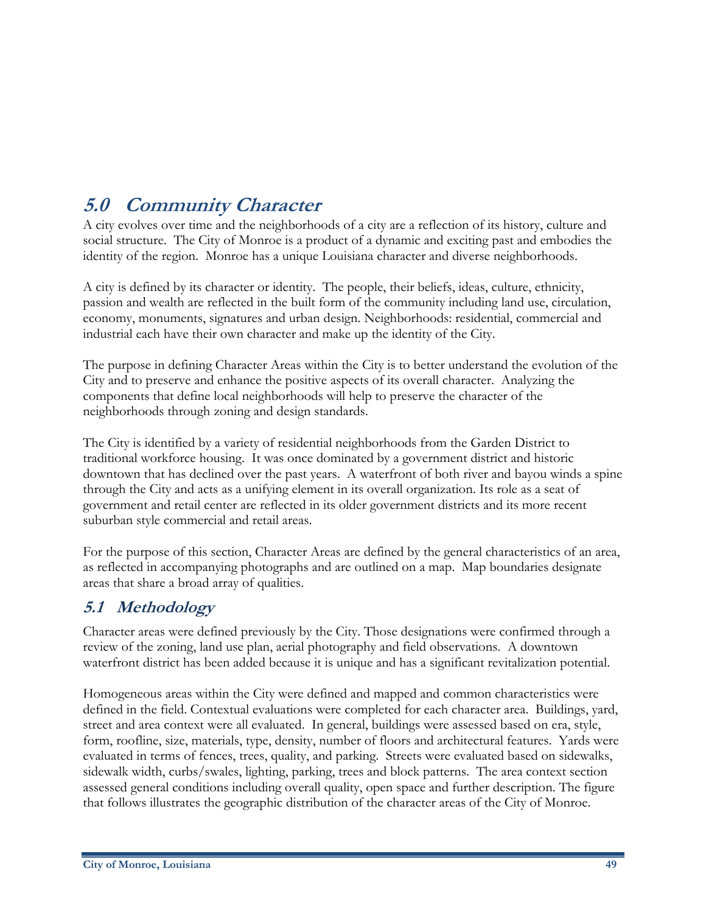# 5.0 Community Character

A city evolves over time and the neighborhoods of a city are a reflection of its history, culture and social structure. The City of Monroe is a product of a dynamic and exciting past and embodies the identity of the region. Monroe has a unique Louisiana character and diverse neighborhoods.

A city is defined by its character or identity. The people, their beliefs, ideas, culture, ethnicity, passion and wealth are reflected in the built form of the community including land use, circulation, economy, monuments, signatures and urban design. Neighborhoods: residential, commercial and industrial each have their own character and make up the identity of the City.

The purpose in defining Character Areas within the City is to better understand the evolution of the City and to preserve and enhance the positive aspects of its overall character. Analyzing the components that define local neighborhoods will help to preserve the character of the neighborhoods through zoning and design standards.

The City is identified by a variety of residential neighborhoods from the Garden District to traditional workforce housing. It was once dominated by a government district and historic downtown that has declined over the past years. A waterfront of both river and bayou winds a spine through the City and acts as a unifying element in its overall organization. Its role as a seat of government and retail center are reflected in its older government districts and its more recent suburban style commercial and retail areas.

For the purpose of this section, Character Areas are defined by the general characteristics of an area, as reflected in accompanying photographs and are outlined on a map. Map boundaries designate areas that share a broad array of qualities.

## 5.1 Methodology

Character areas were defined previously by the City. Those designations were confirmed through a review of the zoning, land use plan, aerial photography and field observations. A downtown waterfront district has been added because it is unique and has a significant revitalization potential.

Homogeneous areas within the City were defined and mapped and common characteristics were defined in the field. Contextual evaluations were completed for each character area. Buildings, yard, street and area context were all evaluated. In general, buildings were assessed based on era, style, form, roofline, size, materials, type, density, number of floors and architectural features. Yards were evaluated in terms of fences, trees, quality, and parking. Streets were evaluated based on sidewalks, sidewalk width, curbs/swales, lighting, parking, trees and block patterns. The area context section assessed general conditions including overall quality, open space and further description. The figure that follows illustrates the geographic distribution of the character areas of the City of Monroe.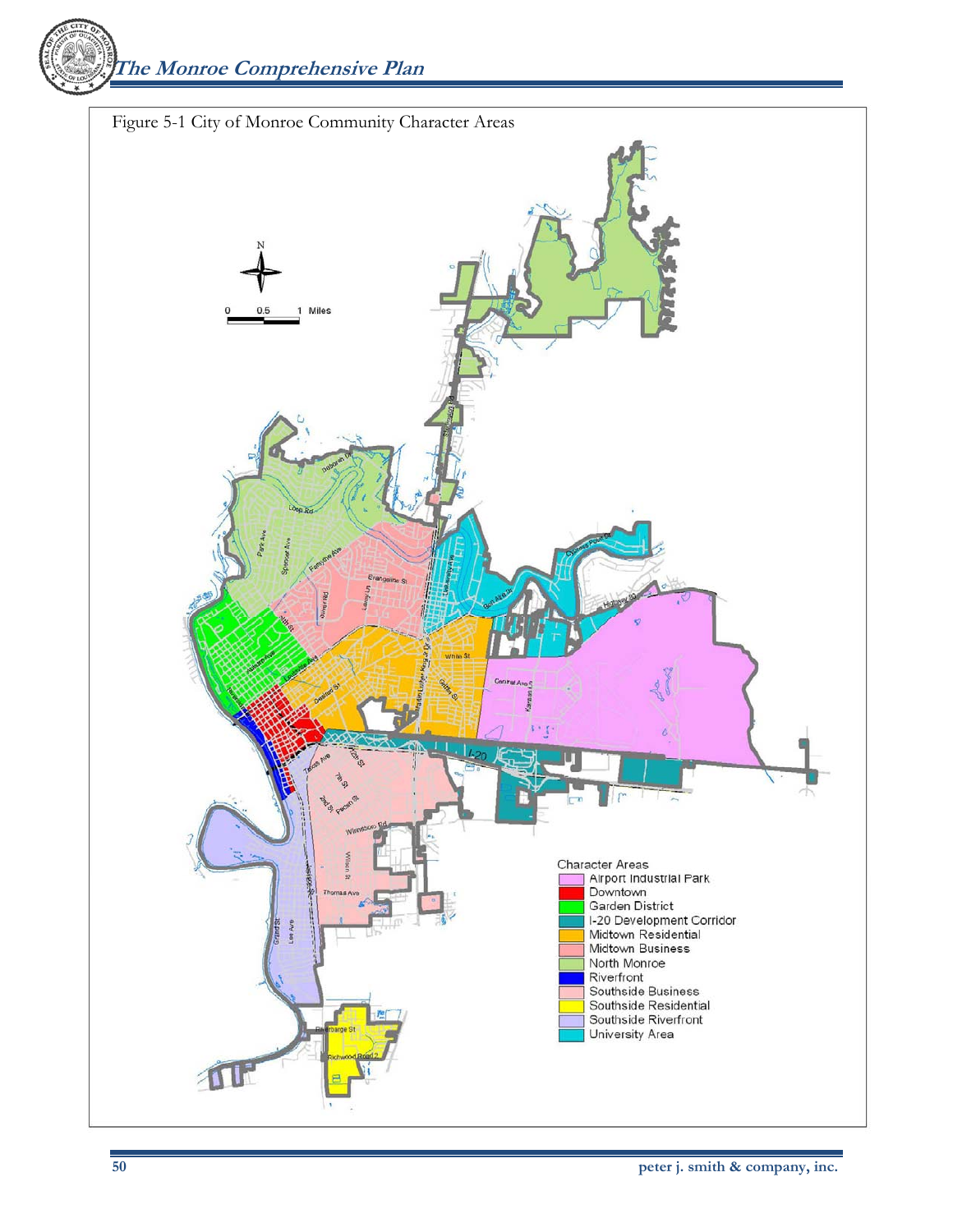Figure 5-1 City of Monroe Community Character Areas

Character Areas
- Airport Industrial Park
- Downtown
- Garden District
- I-20 Development Corridor
- Midtown Residential
- Midtown Business
- North Monroe
- Riverfront
- Southside Business
- Southside Residential
- Southside Riverfront
- University Area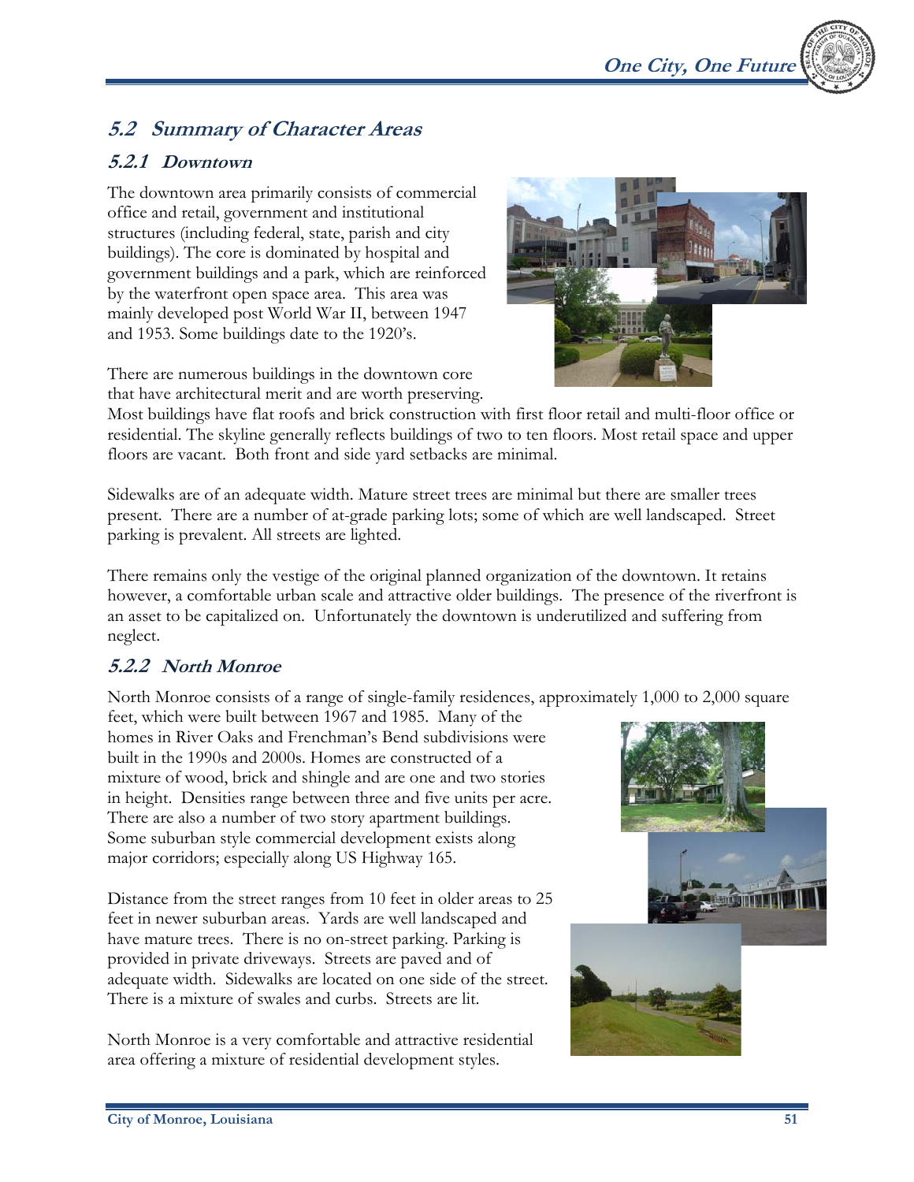## 5.2 Summary of Character Areas

### 5.2.1 Downtown

The downtown area primarily consists of commercial office and retail, government and institutional structures (including federal, state, parish and city buildings). The core is dominated by hospital and government buildings and a park, which are reinforced by the waterfront open space area. This area was mainly developed post World War II, between 1947 and 1953. Some buildings date to the 1920's.

There are numerous buildings in the downtown core that have architectural merit and are worth preserving. Most buildings have flat roofs and brick construction with first floor retail and multi-floor office or residential. The skyline generally reflects buildings of two to ten floors. Most retail space and upper floors are vacant. Both front and side yard setbacks are minimal.

Sidewalks are of an adequate width. Mature street trees are minimal but there are smaller trees present. There are a number of at-grade parking lots; some of which are well landscaped. Street parking is prevalent. All streets are lighted.

There remains only the vestige of the original planned organization of the downtown. It retains however, a comfortable urban scale and attractive older buildings. The presence of the riverfront is an asset to be capitalized on. Unfortunately the downtown is underutilized and suffering from neglect.

### 5.2.2 North Monroe

North Monroe consists of a range of single-family residences, approximately 1,000 to 2,000 square feet, which were built between 1967 and 1985. Many of the homes in River Oaks and Frenchman's Bend subdivisions were built in the 1990s and 2000s. Homes are constructed of a mixture of wood, brick and shingle and are one and two stories in height. Densities range between three and five units per acre. There are also a number of two story apartment buildings. Some suburban style commercial development exists along major corridors; especially along US Highway 165.

Distance from the street ranges from 10 feet in older areas to 25 feet in newer suburban areas. Yards are well landscaped and have mature trees. There is no on-street parking. Parking is provided in private driveways. Streets are paved and of adequate width. Sidewalks are located on one side of the street. There is a mixture of swales and curbs. Streets are lit.

North Monroe is a very comfortable and attractive residential area offering a mixture of residential development styles.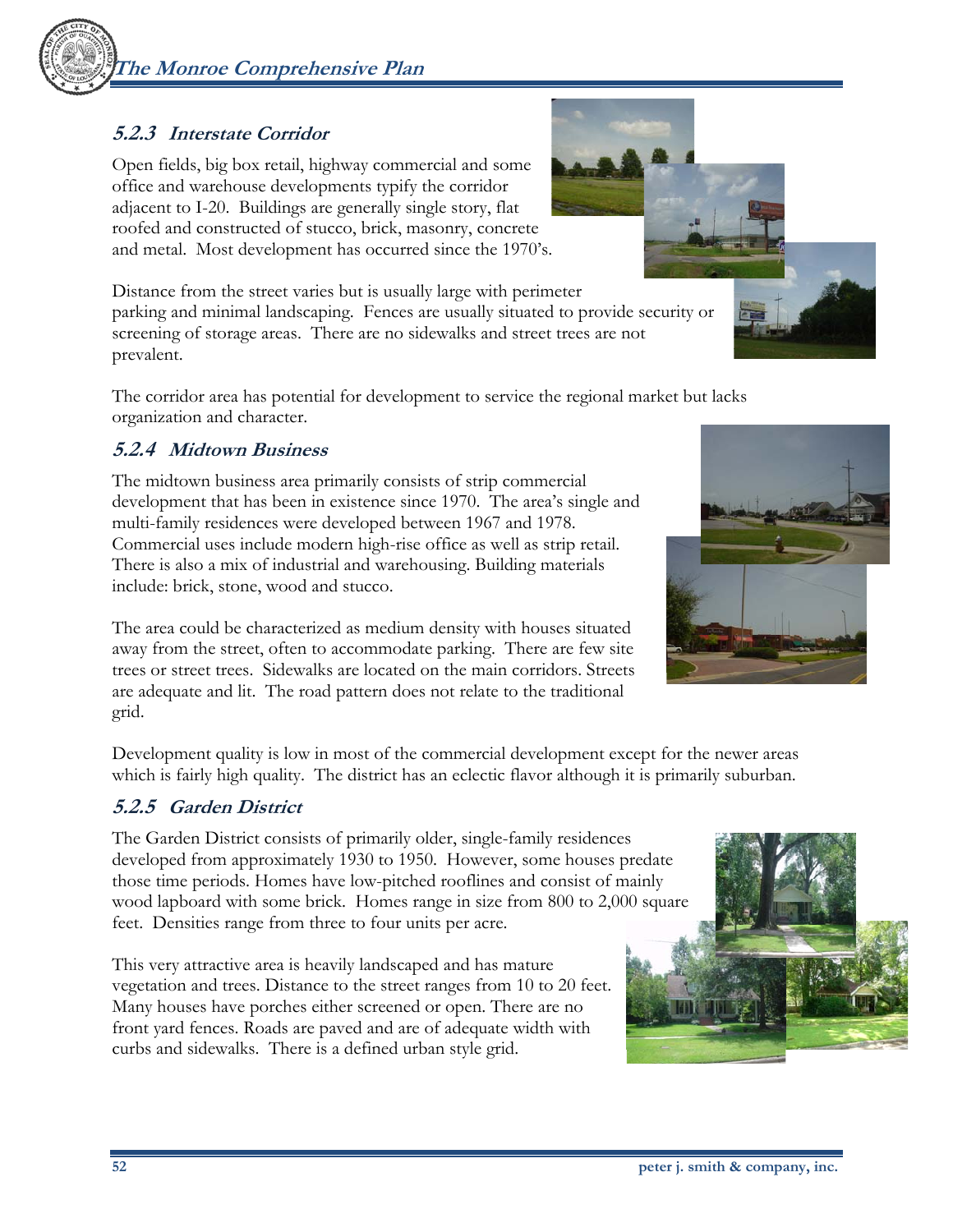### 5.2.3 Interstate Corridor

Open fields, big box retail, highway commercial and some office and warehouse developments typify the corridor adjacent to I-20. Buildings are generally single story, flat roofed and constructed of stucco, brick, masonry, concrete and metal. Most development has occurred since the 1970's.

Distance from the street varies but is usually large with perimeter parking and minimal landscaping. Fences are usually situated to provide security or screening of storage areas. There are no sidewalks and street trees are not prevalent.

The corridor area has potential for development to service the regional market but lacks organization and character.

### 5.2.4 Midtown Business

The midtown business area primarily consists of strip commercial development that has been in existence since 1970. The area's single and multi-family residences were developed between 1967 and 1978. Commercial uses include modern high-rise office as well as strip retail. There is also a mix of industrial and warehousing. Building materials include: brick, stone, wood and stucco.

The area could be characterized as medium density with houses situated away from the street, often to accommodate parking. There are few site trees or street trees. Sidewalks are located on the main corridors. Streets are adequate and lit. The road pattern does not relate to the traditional grid.

Development quality is low in most of the commercial development except for the newer areas which is fairly high quality. The district has an eclectic flavor although it is primarily suburban.

### 5.2.5 Garden District

The Garden District consists of primarily older, single-family residences developed from approximately 1930 to 1950. However, some houses predate those time periods. Homes have low-pitched rooflines and consist of mainly wood lapboard with some brick. Homes range in size from 800 to 2,000 square feet. Densities range from three to four units per acre.

This very attractive area is heavily landscaped and has mature vegetation and trees. Distance to the street ranges from 10 to 20 feet. Many houses have porches either screened or open. There are no front yard fences. Roads are paved and are of adequate width with curbs and sidewalks. There is a defined urban style grid.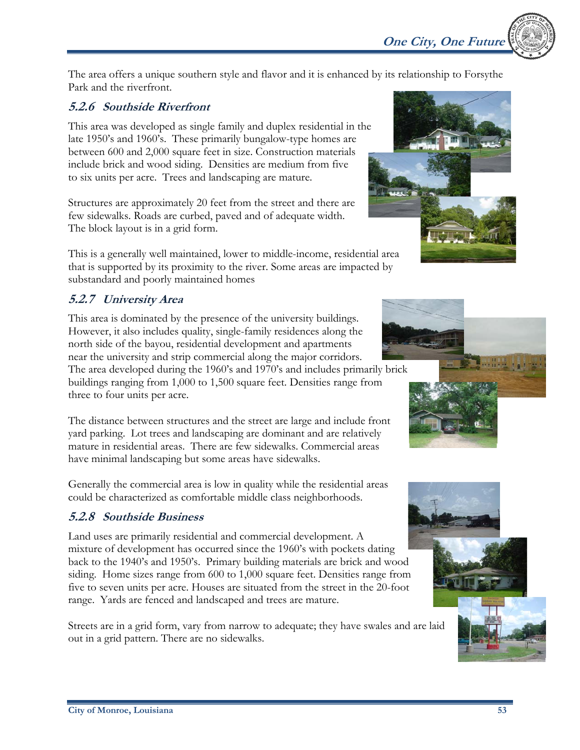The area offers a unique southern style and flavor and it is enhanced by its relationship to Forsythe Park and the riverfront.

### 5.2.6 Southside Riverfront

This area was developed as single family and duplex residential in the late 1950's and 1960's. These primarily bungalow-type homes are between 600 and 2,000 square feet in size. Construction materials include brick and wood siding. Densities are medium from five to six units per acre. Trees and landscaping are mature.

Structures are approximately 20 feet from the street and there are few sidewalks. Roads are curbed, paved and of adequate width. The block layout is in a grid form.

This is a generally well maintained, lower to middle-income, residential area that is supported by its proximity to the river. Some areas are impacted by substandard and poorly maintained homes

### 5.2.7 University Area

This area is dominated by the presence of the university buildings. However, it also includes quality, single-family residences along the north side of the bayou, residential development and apartments near the university and strip commercial along the major corridors. The area developed during the 1960's and 1970's and includes primarily brick buildings ranging from 1,000 to 1,500 square feet. Densities range from three to four units per acre.

The distance between structures and the street are large and include front yard parking. Lot trees and landscaping are dominant and are relatively mature in residential areas. There are few sidewalks. Commercial areas have minimal landscaping but some areas have sidewalks.

Generally the commercial area is low in quality while the residential areas could be characterized as comfortable middle class neighborhoods.

### 5.2.8 Southside Business

Land uses are primarily residential and commercial development. A mixture of development has occurred since the 1960's with pockets dating back to the 1940's and 1950's. Primary building materials are brick and wood siding. Home sizes range from 600 to 1,000 square feet. Densities range from five to seven units per acre. Houses are situated from the street in the 20-foot range. Yards are fenced and landscaped and trees are mature.

Streets are in a grid form, vary from narrow to adequate; they have swales and are laid out in a grid pattern. There are no sidewalks.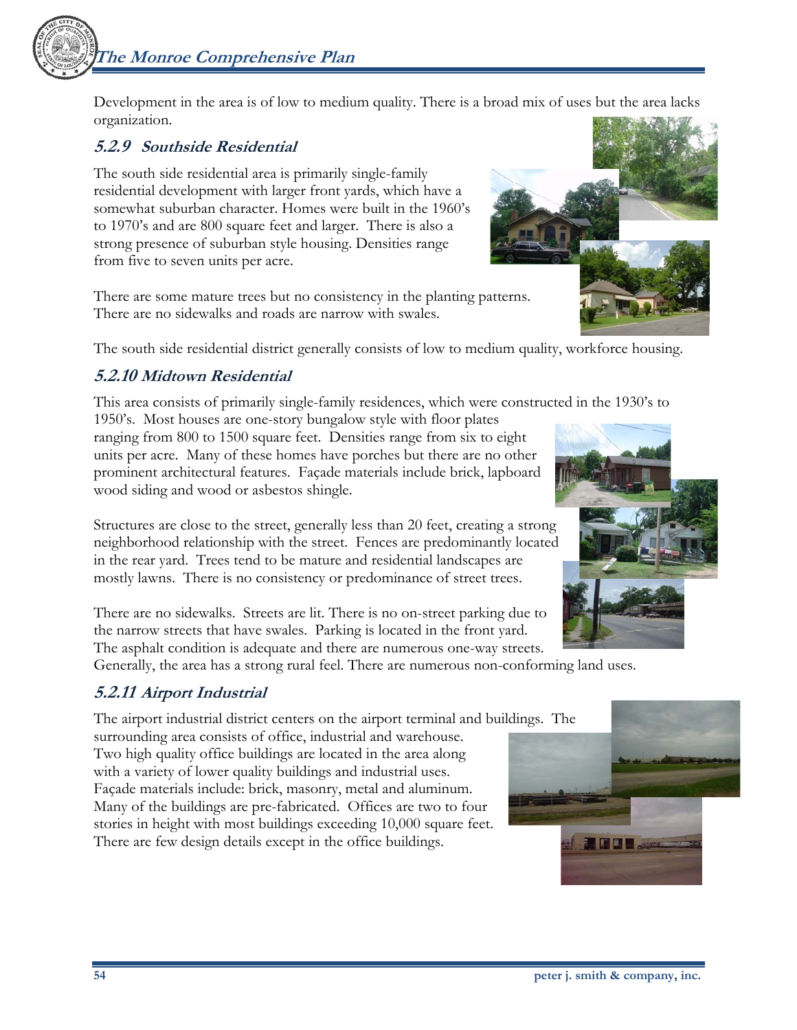Development in the area is of low to medium quality. There is a broad mix of uses but the area lacks organization.

### 5.2.9 Southside Residential

The south side residential area is primarily single-family residential development with larger front yards, which have a somewhat suburban character. Homes were built in the 1960's to 1970's and are 800 square feet and larger. There is also a strong presence of suburban style housing. Densities range from five to seven units per acre.

There are some mature trees but no consistency in the planting patterns. There are no sidewalks and roads are narrow with swales.

The south side residential district generally consists of low to medium quality, workforce housing.

### 5.2.10 Midtown Residential

This area consists of primarily single-family residences, which were constructed in the 1930's to 1950's. Most houses are one-story bungalow style with floor plates ranging from 800 to 1500 square feet. Densities range from six to eight units per acre. Many of these homes have porches but there are no other prominent architectural features. Façade materials include brick, lapboard wood siding and wood or asbestos shingle.

Structures are close to the street, generally less than 20 feet, creating a strong neighborhood relationship with the street. Fences are predominantly located in the rear yard. Trees tend to be mature and residential landscapes are mostly lawns. There is no consistency or predominance of street trees.

There are no sidewalks. Streets are lit. There is no on-street parking due to the narrow streets that have swales. Parking is located in the front yard. The asphalt condition is adequate and there are numerous one-way streets. Generally, the area has a strong rural feel. There are numerous non-conforming land uses.

### 5.2.11 Airport Industrial

The airport industrial district centers on the airport terminal and buildings. The surrounding area consists of office, industrial and warehouse. Two high quality office buildings are located in the area along with a variety of lower quality buildings and industrial uses. Façade materials include: brick, masonry, metal and aluminum. Many of the buildings are pre-fabricated. Offices are two to four stories in height with most buildings exceeding 10,000 square feet. There are few design details except in the office buildings.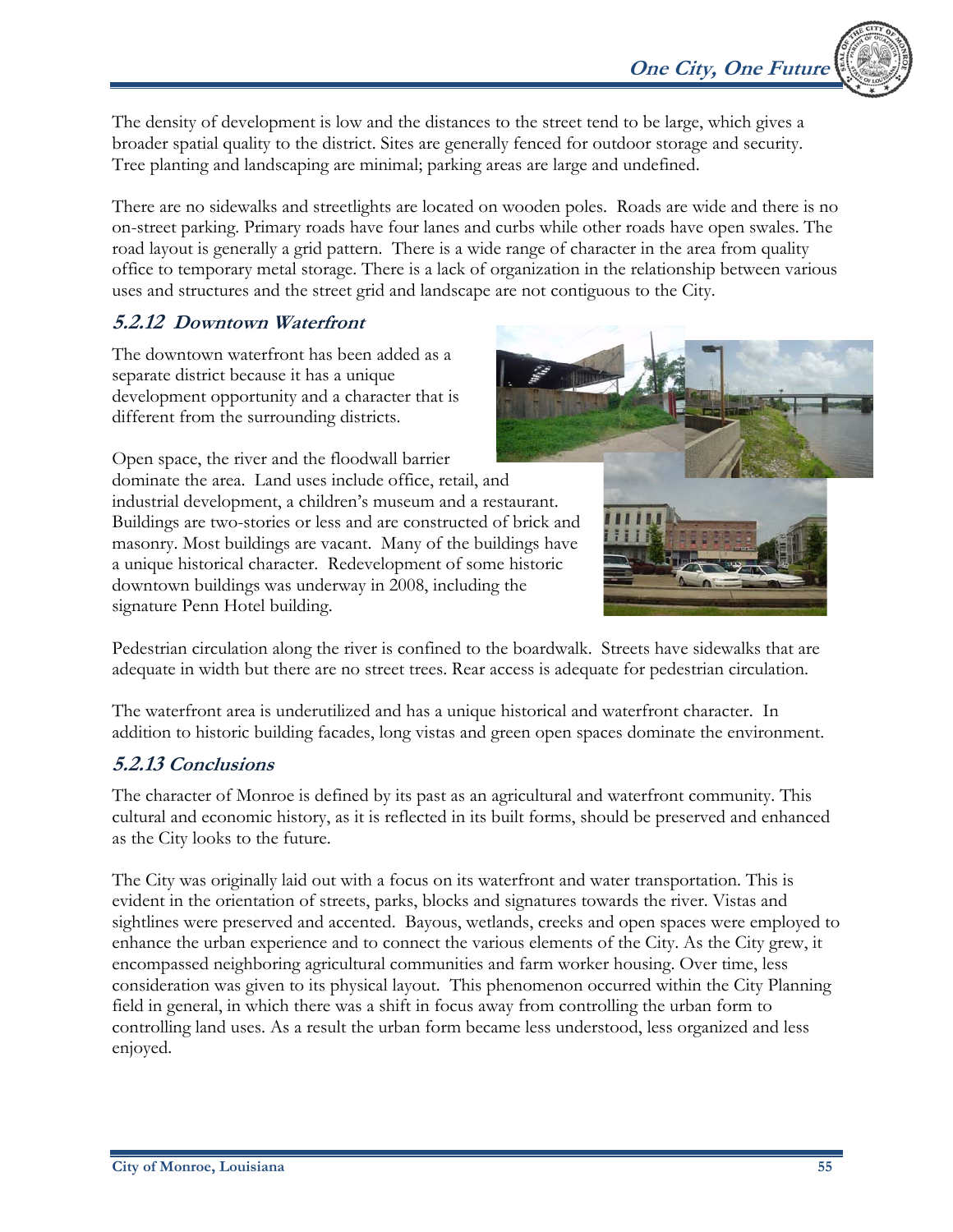The density of development is low and the distances to the street tend to be large, which gives a broader spatial quality to the district. Sites are generally fenced for outdoor storage and security. Tree planting and landscaping are minimal; parking areas are large and undefined.

There are no sidewalks and streetlights are located on wooden poles. Roads are wide and there is no on-street parking. Primary roads have four lanes and curbs while other roads have open swales. The road layout is generally a grid pattern. There is a wide range of character in the area from quality office to temporary metal storage. There is a lack of organization in the relationship between various uses and structures and the street grid and landscape are not contiguous to the City.

### *5.2.12 Downtown Waterfront*

The downtown waterfront has been added as a separate district because it has a unique development opportunity and a character that is different from the surrounding districts.

Open space, the river and the floodwall barrier dominate the area. Land uses include office, retail, and industrial development, a children's museum and a restaurant. Buildings are two-stories or less and are constructed of brick and masonry. Most buildings are vacant. Many of the buildings have a unique historical character. Redevelopment of some historic downtown buildings was underway in 2008, including the signature Penn Hotel building.

Pedestrian circulation along the river is confined to the boardwalk. Streets have sidewalks that are adequate in width but there are no street trees. Rear access is adequate for pedestrian circulation.

The waterfront area is underutilized and has a unique historical and waterfront character. In addition to historic building facades, long vistas and green open spaces dominate the environment.

### *5.2.13 Conclusions*

The character of Monroe is defined by its past as an agricultural and waterfront community. This cultural and economic history, as it is reflected in its built forms, should be preserved and enhanced as the City looks to the future.

The City was originally laid out with a focus on its waterfront and water transportation. This is evident in the orientation of streets, parks, blocks and signatures towards the river. Vistas and sightlines were preserved and accented. Bayous, wetlands, creeks and open spaces were employed to enhance the urban experience and to connect the various elements of the City. As the City grew, it encompassed neighboring agricultural communities and farm worker housing. Over time, less consideration was given to its physical layout. This phenomenon occurred within the City Planning field in general, in which there was a shift in focus away from controlling the urban form to controlling land uses. As a result the urban form became less understood, less organized and less enjoyed.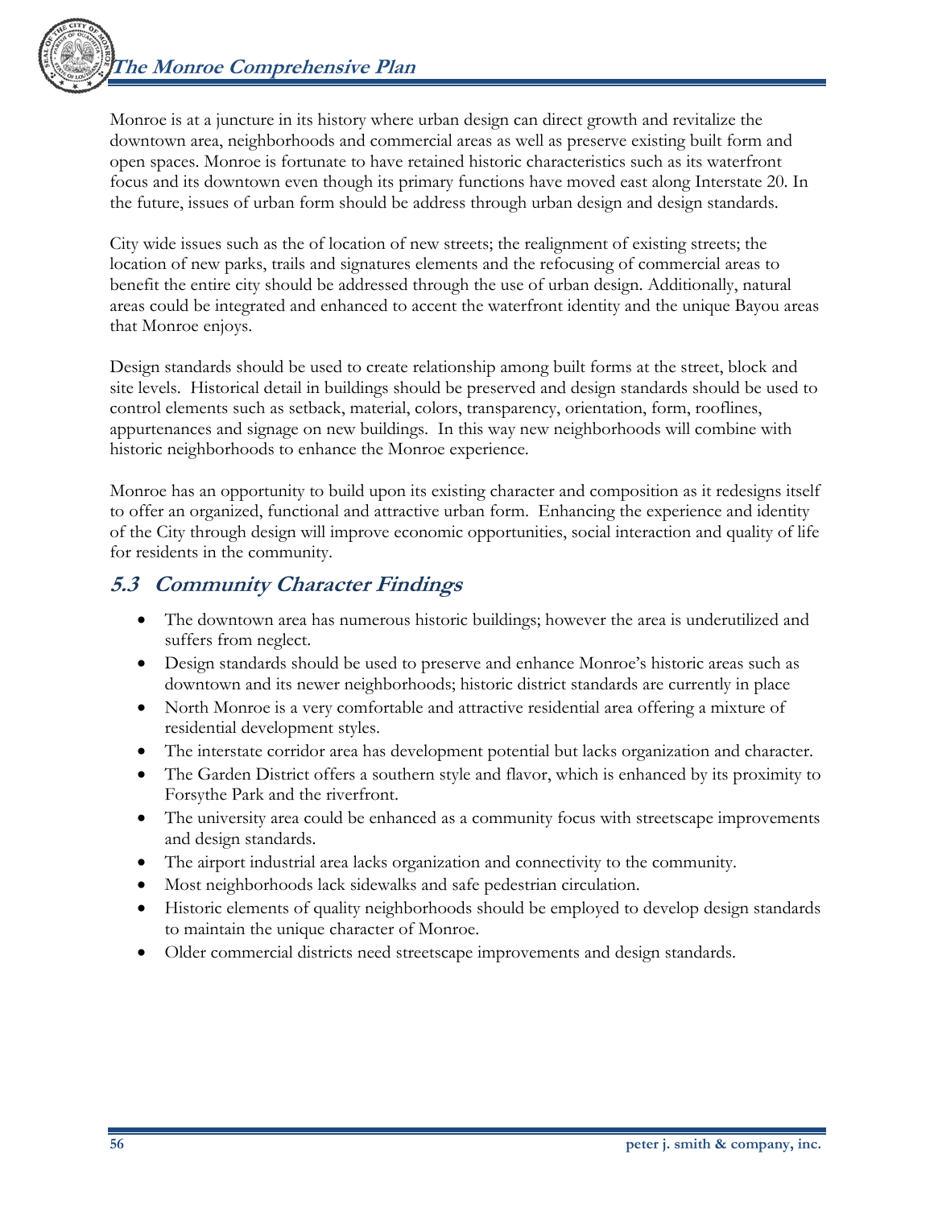Monroe is at a juncture in its history where urban design can direct growth and revitalize the downtown area, neighborhoods and commercial areas as well as preserve existing built form and open spaces. Monroe is fortunate to have retained historic characteristics such as its waterfront focus and its downtown even though its primary functions have moved east along Interstate 20. In the future, issues of urban form should be address through urban design and design standards.

City wide issues such as the of location of new streets; the realignment of existing streets; the location of new parks, trails and signatures elements and the refocusing of commercial areas to benefit the entire city should be addressed through the use of urban design. Additionally, natural areas could be integrated and enhanced to accent the waterfront identity and the unique Bayou areas that Monroe enjoys.

Design standards should be used to create relationship among built forms at the street, block and site levels. Historical detail in buildings should be preserved and design standards should be used to control elements such as setback, material, colors, transparency, orientation, form, rooflines, appurtenances and signage on new buildings. In this way new neighborhoods will combine with historic neighborhoods to enhance the Monroe experience.

Monroe has an opportunity to build upon its existing character and composition as it redesigns itself to offer an organized, functional and attractive urban form. Enhancing the experience and identity of the City through design will improve economic opportunities, social interaction and quality of life for residents in the community.

## *5.3 Community Character Findings*

- The downtown area has numerous historic buildings; however the area is underutilized and suffers from neglect.
- Design standards should be used to preserve and enhance Monroe's historic areas such as downtown and its newer neighborhoods; historic district standards are currently in place
- North Monroe is a very comfortable and attractive residential area offering a mixture of residential development styles.
- The interstate corridor area has development potential but lacks organization and character.
- The Garden District offers a southern style and flavor, which is enhanced by its proximity to Forsythe Park and the riverfront.
- The university area could be enhanced as a community focus with streetscape improvements and design standards.
- The airport industrial area lacks organization and connectivity to the community.
- Most neighborhoods lack sidewalks and safe pedestrian circulation.
- Historic elements of quality neighborhoods should be employed to develop design standards to maintain the unique character of Monroe.
- Older commercial districts need streetscape improvements and design standards.